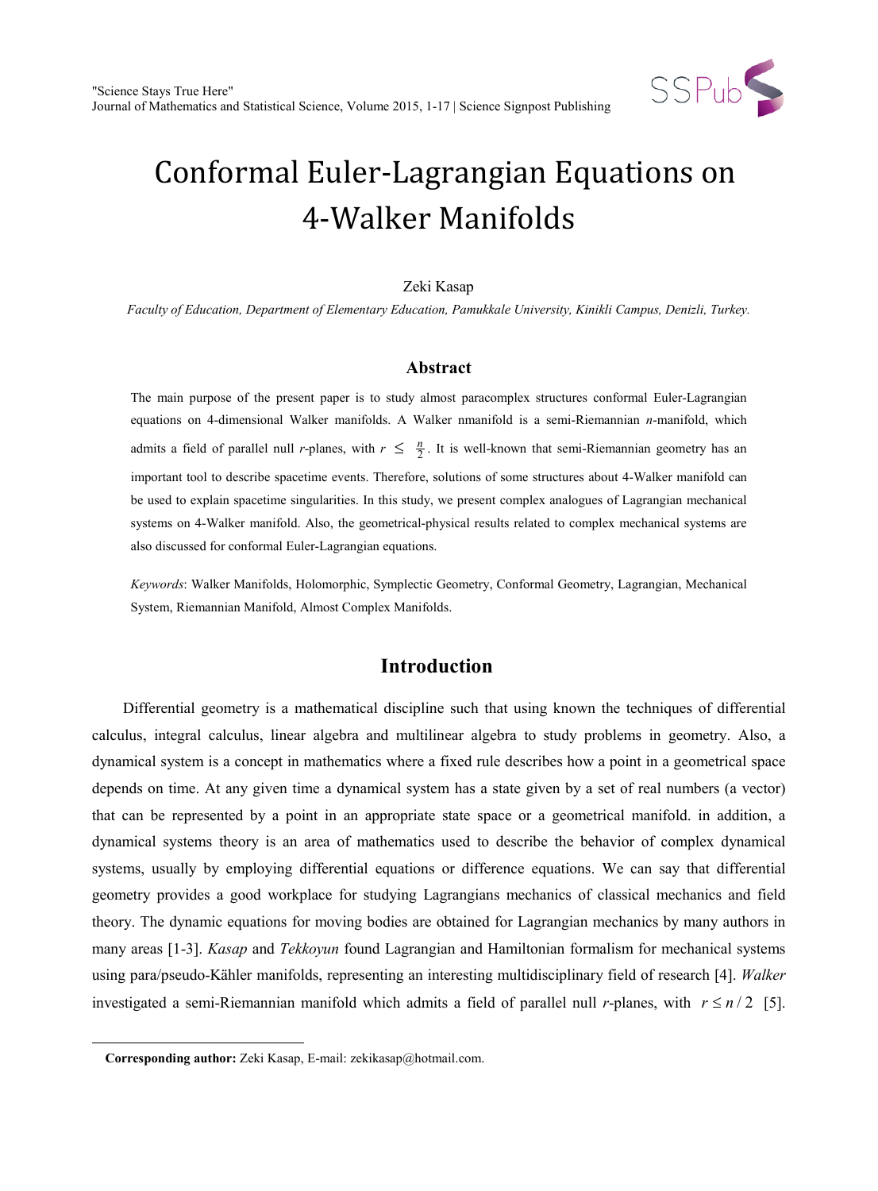# Conformal Euler-Lagrangian Equations on 4-Walker Manifolds

Zeki Kasap

*Faculty of Education, Department of Elementary Education, Pamukkale University, Kinikli Campus, Denizli, Turkey.*

## Abstract

The main purpose of the present paper is to study almost paracomplex structures conformal Euler-Lagrangian equations on 4-dimensional Walker manifolds. A Walker nmanifold is a semi-Riemannian *n*-manifold, which admits a field of parallel null *r*-planes, with $r \leq \frac{n}{2}$. It is well-known that semi-Riemannian geometry has an important tool to describe spacetime events. Therefore, solutions of some structures about 4-Walker manifold can be used to explain spacetime singularities. In this study, we present complex analogues of Lagrangian mechanical systems on 4-Walker manifold. Also, the geometrical-physical results related to complex mechanical systems are also discussed for conformal Euler-Lagrangian equations.

*Keywords*: Walker Manifolds, Holomorphic, Symplectic Geometry, Conformal Geometry, Lagrangian, Mechanical System, Riemannian Manifold, Almost Complex Manifolds.

## Introduction

Differential geometry is a mathematical discipline such that using known the techniques of differential calculus, integral calculus, linear algebra and multilinear algebra to study problems in geometry. Also, a dynamical system is a concept in mathematics where a fixed rule describes how a point in a geometrical space depends on time. At any given time a dynamical system has a state given by a set of real numbers (a vector) that can be represented by a point in an appropriate state space or a geometrical manifold. in addition, a dynamical systems theory is an area of mathematics used to describe the behavior of complex dynamical systems, usually by employing differential equations or difference equations. We can say that differential geometry provides a good workplace for studying Lagrangians mechanics of classical mechanics and field theory. The dynamic equations for moving bodies are obtained for Lagrangian mechanics by many authors in many areas [1-3]. *Kasap* and *Tekkoyun* found Lagrangian and Hamiltonian formalism for mechanical systems using para/pseudo-Kähler manifolds, representing an interesting multidisciplinary field of research [4]. *Walker* investigated a semi-Riemannian manifold which admits a field of parallel null *r*-planes, with $r \leq n/2$ [5].

**Corresponding author:** Zeki Kasap, E-mail: zekikasap@hotmail.com.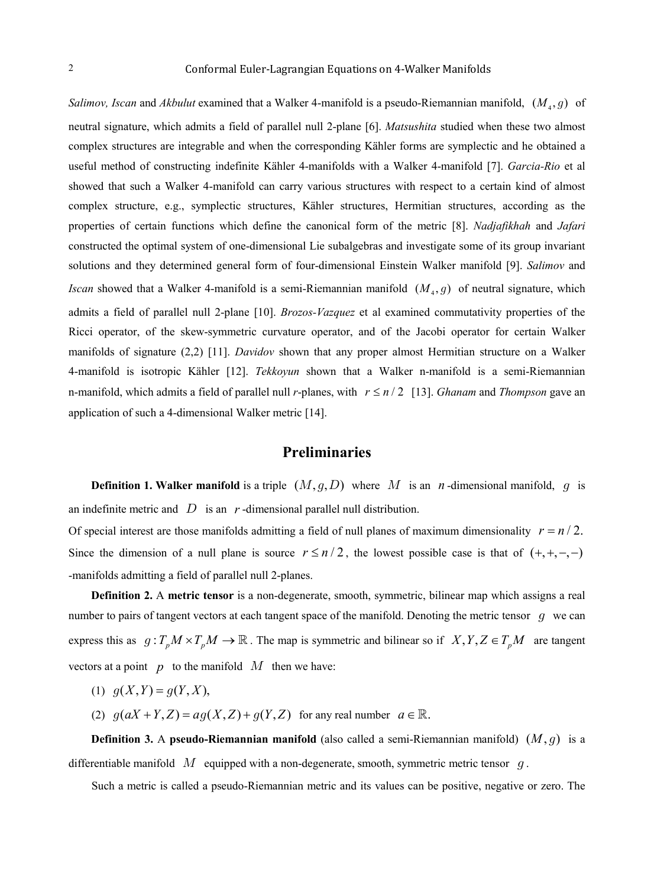*Salimov, Iscan* and *Akbulut* examined that a Walker 4-manifold is a pseudo-Riemannian manifold, $(M_4, g)$ of neutral signature, which admits a field of parallel null 2-plane [6]. *Matsushita* studied when these two almost complex structures are integrable and when the corresponding Kähler forms are symplectic and he obtained a useful method of constructing indefinite Kähler 4-manifolds with a Walker 4-manifold [7]. *Garcia-Rio* et al showed that such a Walker 4-manifold can carry various structures with respect to a certain kind of almost complex structure, e.g., symplectic structures, Kähler structures, Hermitian structures, according as the properties of certain functions which define the canonical form of the metric [8]. *Nadjafikhah* and *Jafari* constructed the optimal system of one-dimensional Lie subalgebras and investigate some of its group invariant solutions and they determined general form of four-dimensional Einstein Walker manifold [9]. *Salimov* and *Iscan* showed that a Walker 4-manifold is a semi-Riemannian manifold $(M_4, g)$ of neutral signature, which admits a field of parallel null 2-plane [10]. *Brozos-Vazquez* et al examined commutativity properties of the Ricci operator, of the skew-symmetric curvature operator, and of the Jacobi operator for certain Walker manifolds of signature (2,2) [11]. *Davidov* shown that any proper almost Hermitian structure on a Walker 4-manifold is isotropic Kähler [12]. *Tekkoyun* shown that a Walker n-manifold is a semi-Riemannian n-manifold, which admits a field of parallel null *r*-planes, with $r \leq n/2$ [13]. *Ghanam* and *Thompson* gave an application of such a 4-dimensional Walker metric [14].

## Preliminaries

**Definition 1. Walker manifold** is a triple $(M, g, D)$ where $M$ is an $n$-dimensional manifold, $g$ is an indefinite metric and $D$ is an $r$-dimensional parallel null distribution.

Of special interest are those manifolds admitting a field of null planes of maximum dimensionality $r = n/2$. Since the dimension of a null plane is source $r \leq n/2$, the lowest possible case is that of $(+,+,-,-)$ -manifolds admitting a field of parallel null 2-planes.

**Definition 2.** A **metric tensor** is a non-degenerate, smooth, symmetric, bilinear map which assigns a real number to pairs of tangent vectors at each tangent space of the manifold. Denoting the metric tensor $g$ we can express this as $g : T_pM \times T_pM \to \mathbb{R}$. The map is symmetric and bilinear so if $X, Y, Z \in T_pM$ are tangent vectors at a point $p$ to the manifold $M$ then we have:

(1) $g(X,Y) = g(Y,X),$

(2) $g(aX + Y, Z) = ag(X,Z) + g(Y,Z)$ for any real number $a \in \mathbb{R}.$

**Definition 3.** A **pseudo-Riemannian manifold** (also called a semi-Riemannian manifold) $(M, g)$ is a differentiable manifold $M$ equipped with a non-degenerate, smooth, symmetric metric tensor $g$.

Such a metric is called a pseudo-Riemannian metric and its values can be positive, negative or zero. The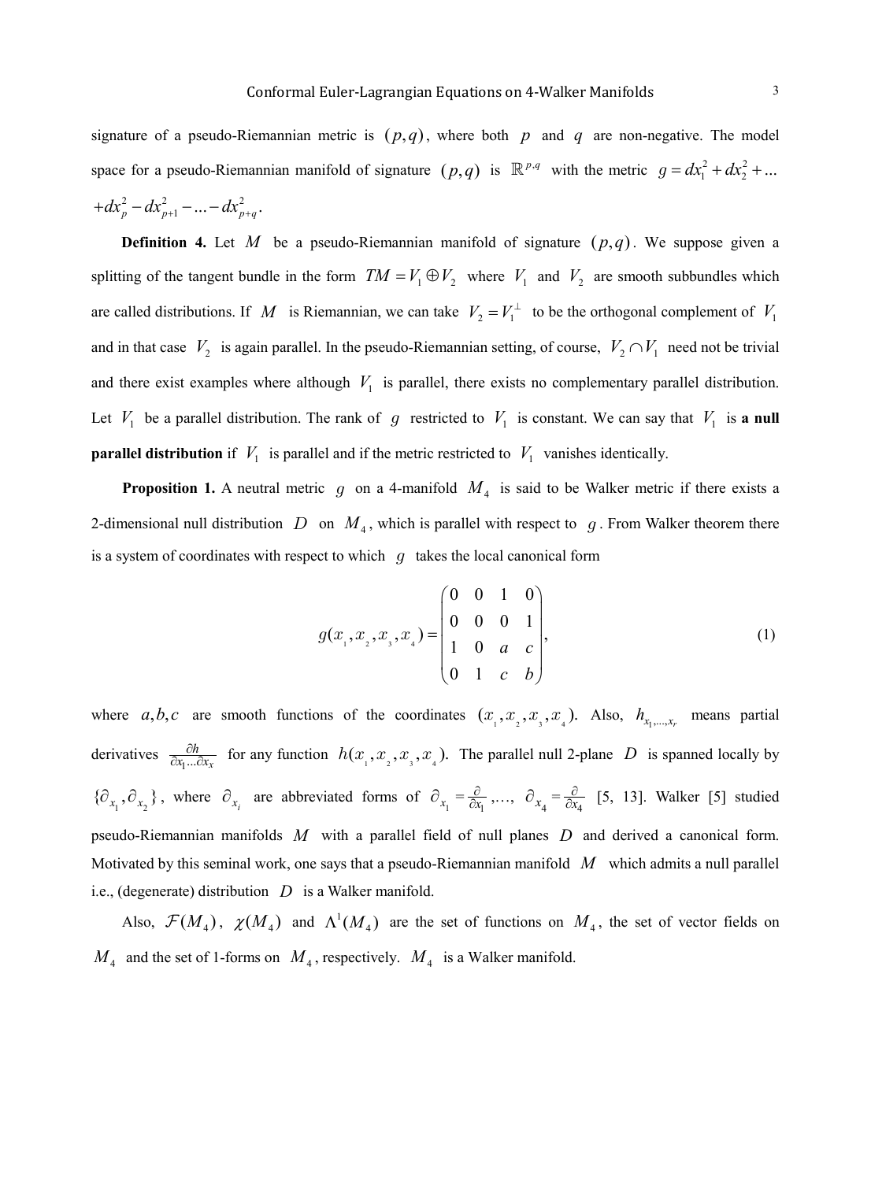signature of a pseudo-Riemannian metric is $(p,q)$, where both $p$ and $q$ are non-negative. The model space for a pseudo-Riemannian manifold of signature $(p,q)$ is $\mathbb{R}^{p,q}$ with the metric $g = dx_1^2 + dx_2^2 + \ldots + dx_p^2 - dx_{p+1}^2 - \ldots - dx_{p+q}^2$.

**Definition 4.** Let $M$ be a pseudo-Riemannian manifold of signature $(p,q)$. We suppose given a splitting of the tangent bundle in the form $TM = V_1 \oplus V_2$ where $V_1$ and $V_2$ are smooth subbundles which are called distributions. If $M$ is Riemannian, we can take $V_2 = V_1^{\perp}$ to be the orthogonal complement of $V_1$ and in that case $V_2$ is again parallel. In the pseudo-Riemannian setting, of course, $V_2 \cap V_1$ need not be trivial and there exist examples where although $V_1$ is parallel, there exists no complementary parallel distribution. Let $V_1$ be a parallel distribution. The rank of $g$ restricted to $V_1$ is constant. We can say that $V_1$ is **a null parallel distribution** if $V_1$ is parallel and if the metric restricted to $V_1$ vanishes identically.

**Proposition 1.** A neutral metric $g$ on a 4-manifold $M_4$ is said to be Walker metric if there exists a 2-dimensional null distribution $D$ on $M_4$, which is parallel with respect to $g$. From Walker theorem there is a system of coordinates with respect to which $g$ takes the local canonical form

$$g(x_1, x_2, x_3, x_4) = \begin{pmatrix} 0 & 0 & 1 & 0 \\ 0 & 0 & 0 & 1 \\ 1 & 0 & a & c \\ 0 & 1 & c & b \end{pmatrix}, \tag{1}$$

where $a, b, c$ are smooth functions of the coordinates $(x_1, x_2, x_3, x_4)$. Also, $h_{x_1,\ldots,x_r}$ means partial derivatives $\frac{\partial h}{\partial x_1 \ldots \partial x_x}$ for any function $h(x_1, x_2, x_3, x_4)$. The parallel null 2-plane $D$ is spanned locally by $\{\partial_{x_1}, \partial_{x_2}\}$, where $\partial_{x_i}$ are abbreviated forms of $\partial_{x_1} = \frac{\partial}{\partial x_1}, \ldots, \partial_{x_4} = \frac{\partial}{\partial x_4}$ [5, 13]. Walker [5] studied pseudo-Riemannian manifolds $M$ with a parallel field of null planes $D$ and derived a canonical form. Motivated by this seminal work, one says that a pseudo-Riemannian manifold $M$ which admits a null parallel i.e., (degenerate) distribution $D$ is a Walker manifold.

Also, $\mathcal{F}(M_4)$, $\chi(M_4)$ and $\Lambda^1(M_4)$ are the set of functions on $M_4$, the set of vector fields on $M_4$ and the set of 1-forms on $M_4$, respectively. $M_4$ is a Walker manifold.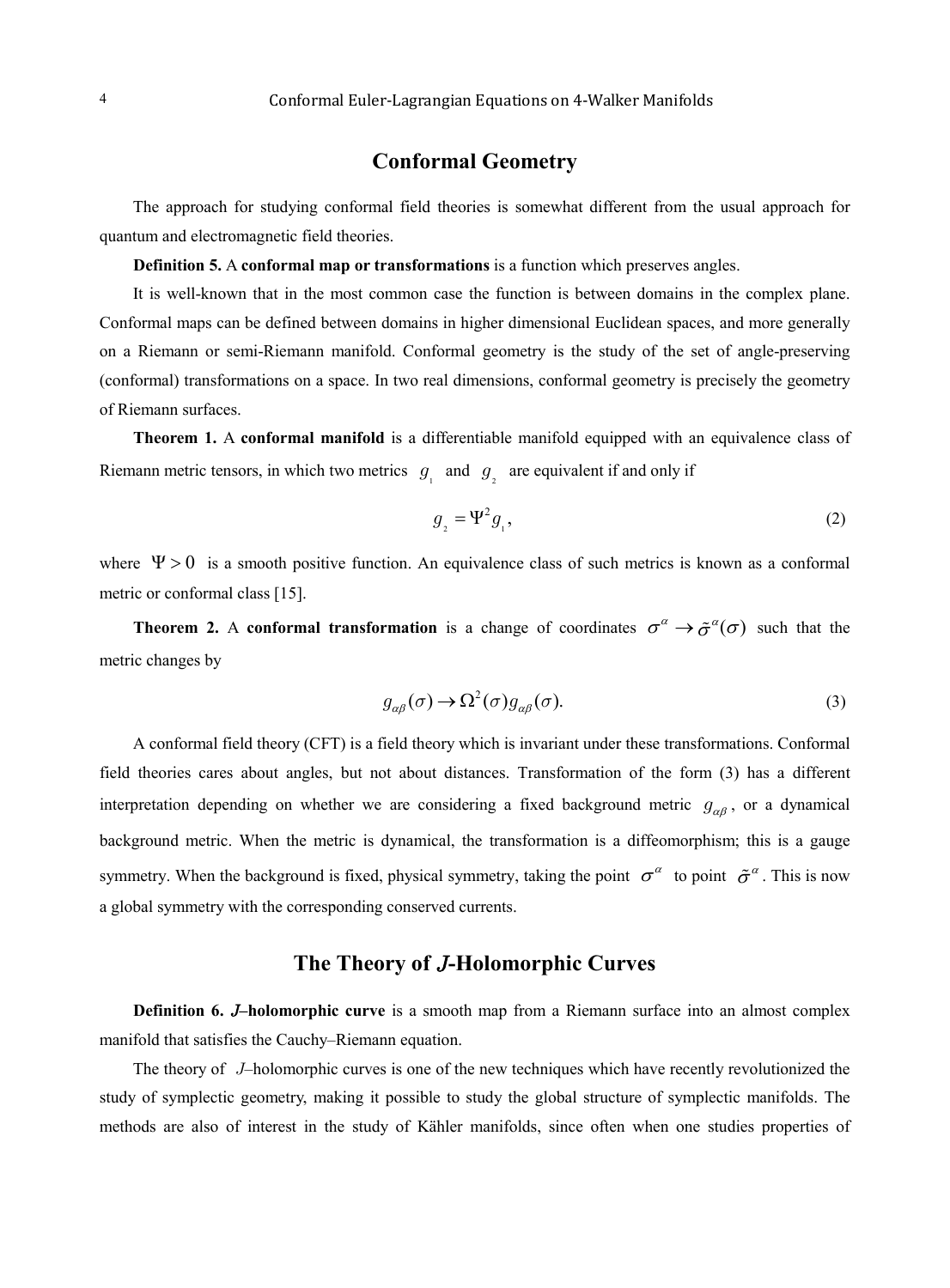## Conformal Geometry

The approach for studying conformal field theories is somewhat different from the usual approach for quantum and electromagnetic field theories.

**Definition 5.** A **conformal map or transformations** is a function which preserves angles.

It is well-known that in the most common case the function is between domains in the complex plane. Conformal maps can be defined between domains in higher dimensional Euclidean spaces, and more generally on a Riemann or semi-Riemann manifold. Conformal geometry is the study of the set of angle-preserving (conformal) transformations on a space. In two real dimensions, conformal geometry is precisely the geometry of Riemann surfaces.

**Theorem 1.** A **conformal manifold** is a differentiable manifold equipped with an equivalence class of Riemann metric tensors, in which two metrics $g_1$ and $g_2$ are equivalent if and only if

$$g_2 = \Psi^2 g_1, \tag{2}$$

where $\Psi > 0$ is a smooth positive function. An equivalence class of such metrics is known as a conformal metric or conformal class [15].

**Theorem 2.** A **conformal transformation** is a change of coordinates $\sigma^\alpha \to \tilde{\sigma}^\alpha(\sigma)$ such that the metric changes by

$$g_{\alpha\beta}(\sigma) \to \Omega^2(\sigma) g_{\alpha\beta}(\sigma). \tag{3}$$

A conformal field theory (CFT) is a field theory which is invariant under these transformations. Conformal field theories cares about angles, but not about distances. Transformation of the form (3) has a different interpretation depending on whether we are considering a fixed background metric $g_{\alpha\beta}$, or a dynamical background metric. When the metric is dynamical, the transformation is a diffeomorphism; this is a gauge symmetry. When the background is fixed, physical symmetry, taking the point $\sigma^\alpha$ to point $\tilde{\sigma}^\alpha$. This is now a global symmetry with the corresponding conserved currents.

## The Theory of *J*-Holomorphic Curves

**Definition 6.** ***J*–holomorphic curve** is a smooth map from a Riemann surface into an almost complex manifold that satisfies the Cauchy–Riemann equation.

The theory of *J*–holomorphic curves is one of the new techniques which have recently revolutionized the study of symplectic geometry, making it possible to study the global structure of symplectic manifolds. The methods are also of interest in the study of Kähler manifolds, since often when one studies properties of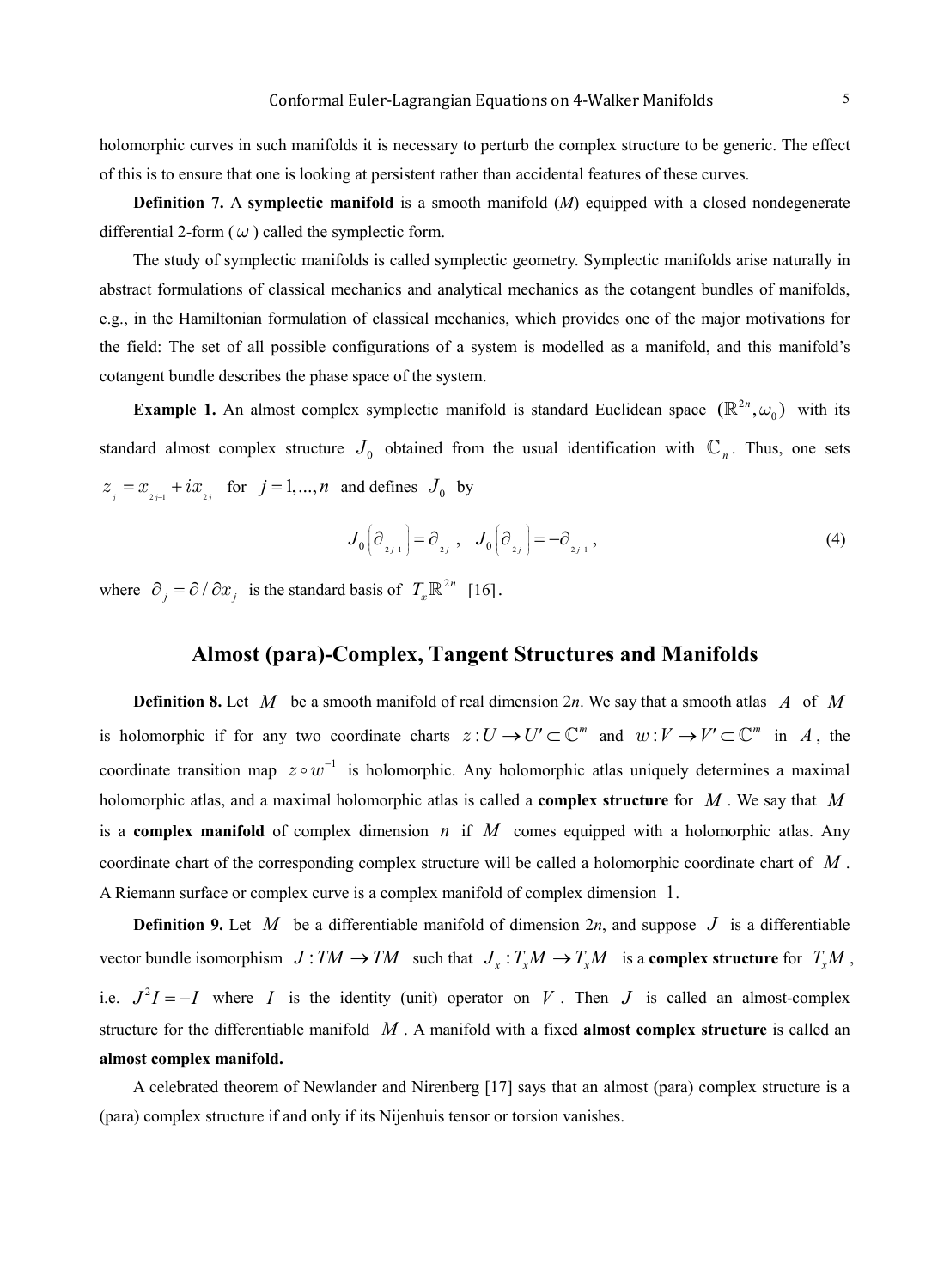holomorphic curves in such manifolds it is necessary to perturb the complex structure to be generic. The effect of this is to ensure that one is looking at persistent rather than accidental features of these curves.

**Definition 7.** A **symplectic manifold** is a smooth manifold ($M$) equipped with a closed nondegenerate differential 2-form ( $\omega$ ) called the symplectic form.

The study of symplectic manifolds is called symplectic geometry. Symplectic manifolds arise naturally in abstract formulations of classical mechanics and analytical mechanics as the cotangent bundles of manifolds, e.g., in the Hamiltonian formulation of classical mechanics, which provides one of the major motivations for the field: The set of all possible configurations of a system is modelled as a manifold, and this manifold's cotangent bundle describes the phase space of the system.

**Example 1.** An almost complex symplectic manifold is standard Euclidean space $(\mathbb{R}^{2n}, \omega_0)$ with its standard almost complex structure $J_0$ obtained from the usual identification with $\mathbb{C}_n$. Thus, one sets $z_j = x_{2j-1} + ix_{2j}$ for $j = 1, ..., n$ and defines $J_0$ by

$$J_0\left(\partial_{2j-1}\right) = \partial_{2j}, \quad J_0\left(\partial_{2j}\right) = -\partial_{2j-1}, \tag{4}$$

where $\partial_j = \partial / \partial x_j$ is the standard basis of $T_x\mathbb{R}^{2n}$ [16].

## Almost (para)-Complex, Tangent Structures and Manifolds

**Definition 8.** Let $M$ be a smooth manifold of real dimension 2*n*. We say that a smooth atlas $A$ of $M$ is holomorphic if for any two coordinate charts $z: U \to U' \subset \mathbb{C}^m$ and $w: V \to V' \subset \mathbb{C}^m$ in $A$, the coordinate transition map $z \circ w^{-1}$ is holomorphic. Any holomorphic atlas uniquely determines a maximal holomorphic atlas, and a maximal holomorphic atlas is called a **complex structure** for $M$. We say that $M$ is a **complex manifold** of complex dimension $n$ if $M$ comes equipped with a holomorphic atlas. Any coordinate chart of the corresponding complex structure will be called a holomorphic coordinate chart of $M$. A Riemann surface or complex curve is a complex manifold of complex dimension 1.

**Definition 9.** Let $M$ be a differentiable manifold of dimension 2*n*, and suppose $J$ is a differentiable vector bundle isomorphism $J: TM \to TM$ such that $J_x: T_xM \to T_xM$ is a **complex structure** for $T_xM$, i.e. $J^2 I = -I$ where $I$ is the identity (unit) operator on $V$. Then $J$ is called an almost-complex structure for the differentiable manifold $M$. A manifold with a fixed **almost complex structure** is called an **almost complex manifold.**

A celebrated theorem of Newlander and Nirenberg [17] says that an almost (para) complex structure is a (para) complex structure if and only if its Nijenhuis tensor or torsion vanishes.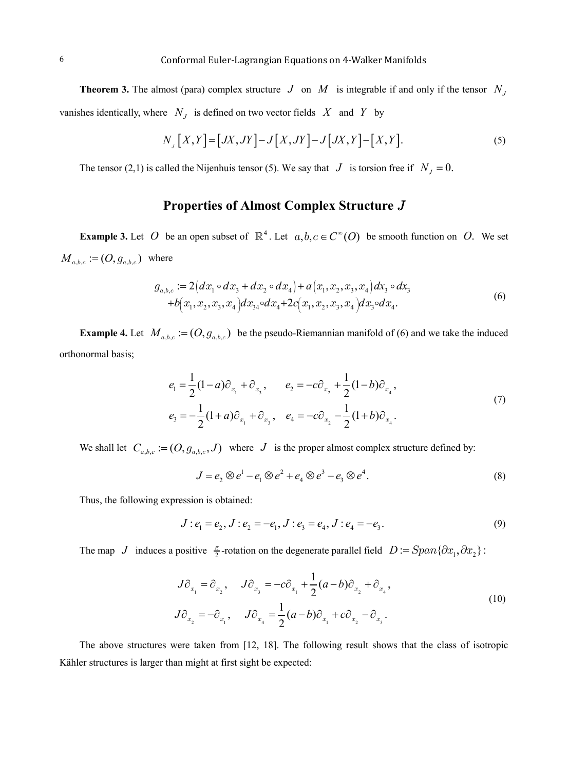**Theorem 3.** The almost (para) complex structure $J$ on $M$ is integrable if and only if the tensor $N_J$ vanishes identically, where $N_J$ is defined on two vector fields $X$ and $Y$ by

$$N_J[X,Y] = [JX,JY] - J[X,JY] - J[JX,Y] - [X,Y]. \tag{5}$$

The tensor (2,1) is called the Nijenhuis tensor (5). We say that $J$ is torsion free if $N_J = 0.$

## Properties of Almost Complex Structure $J$

**Example 3.** Let $O$ be an open subset of $\mathbb{R}^4$. Let $a,b,c \in C^\infty(O)$ be smooth function on $O.$ We set $M_{a,b,c} := (O, g_{a,b,c})$ where

$$\begin{aligned} g_{a,b,c} &:= 2(dx_1 \circ dx_3 + dx_2 \circ dx_4) + a(x_1,x_2,x_3,x_4)dx_3 \circ dx_3 \\ &+ b(x_1,x_2,x_3,x_4)dx_{34} \circ dx_4 + 2c(x_1,x_2,x_3,x_4)dx_3 \circ dx_4. \end{aligned} \tag{6}$$

**Example 4.** Let $M_{a,b,c} := (O, g_{a,b,c})$ be the pseudo-Riemannian manifold of (6) and we take the induced orthonormal basis;

$$\begin{aligned} e_1 &= \frac{1}{2}(1-a)\partial_{x_1} + \partial_{x_3}, \qquad e_2 = -c\partial_{x_2} + \frac{1}{2}(1-b)\partial_{x_4}, \\ e_3 &= -\frac{1}{2}(1+a)\partial_{x_1} + \partial_{x_3}, \quad e_4 = -c\partial_{x_2} - \frac{1}{2}(1+b)\partial_{x_4}. \end{aligned} \tag{7}$$

We shall let $C_{a,b,c} := (O, g_{a,b,c}, J)$ where $J$ is the proper almost complex structure defined by:

$$J = e_2 \otimes e^1 - e_1 \otimes e^2 + e_4 \otimes e^3 - e_3 \otimes e^4. \tag{8}$$

Thus, the following expression is obtained:

$$J : e_1 = e_2, J : e_2 = -e_1, J : e_3 = e_4, J : e_4 = -e_3. \tag{9}$$

The map $J$ induces a positive $\frac{\pi}{2}$-rotation on the degenerate parallel field $D := Span\{\partial x_1, \partial x_2\}$:

$$\begin{aligned} J\partial_{x_1} &= \partial_{x_2}, \quad J\partial_{x_3} = -c\partial_{x_1} + \frac{1}{2}(a-b)\partial_{x_2} + \partial_{x_4}, \\ J\partial_{x_2} &= -\partial_{x_1}, \quad J\partial_{x_4} = \frac{1}{2}(a-b)\partial_{x_1} + c\partial_{x_2} - \partial_{x_3}. \end{aligned} \tag{10}$$

The above structures were taken from [12, 18]. The following result shows that the class of isotropic Kähler structures is larger than might at first sight be expected: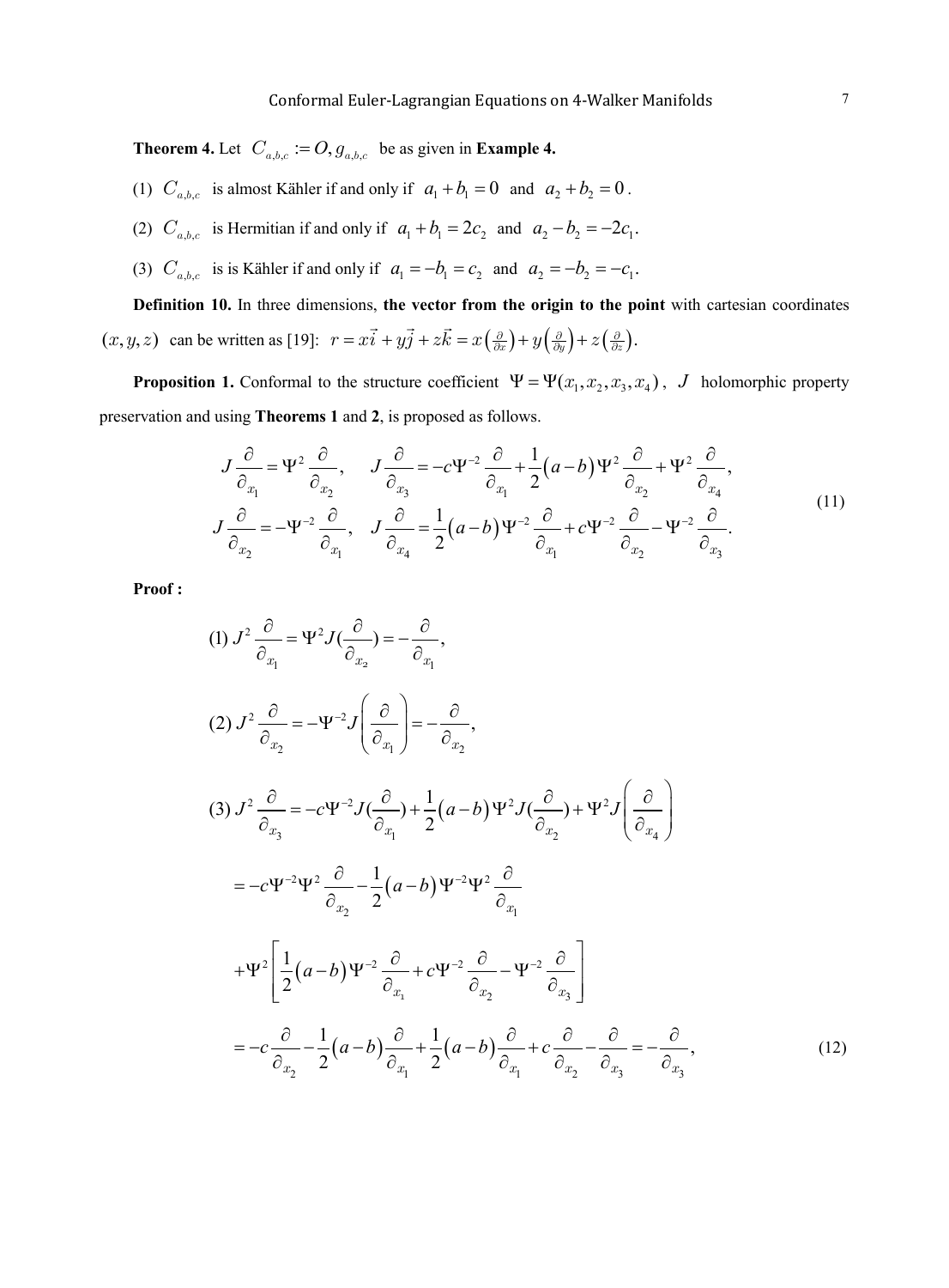**Theorem 4.** Let $C_{a,b,c} := O, g_{a,b,c}$ be as given in **Example 4.**

(1) $C_{a,b,c}$ is almost Kähler if and only if $a_1 + b_1 = 0$ and $a_2 + b_2 = 0$ .

(2) $C_{a,b,c}$ is Hermitian if and only if $a_1 + b_1 = 2c_2$ and $a_2 - b_2 = -2c_1$.

(3) $C_{a,b,c}$ is is Kähler if and only if $a_1 = -b_1 = c_2$ and $a_2 = -b_2 = -c_1$.

**Definition 10.** In three dimensions, **the vector from the origin to the point** with cartesian coordinates $(x, y, z)$ can be written as [19]: $r = x\vec{i} + y\vec{j} + z\vec{k} = x\left(\frac{\partial}{\partial x}\right) + y\left(\frac{\partial}{\partial y}\right) + z\left(\frac{\partial}{\partial z}\right)$.

**Proposition 1.** Conformal to the structure coefficient $\Psi = \Psi(x_1, x_2, x_3, x_4)$, $J$ holomorphic property preservation and using **Theorems 1** and **2**, is proposed as follows.

$$
\begin{aligned}
&J\frac{\partial}{\partial_{x_1}} = \Psi^2 \frac{\partial}{\partial_{x_2}}, \quad J\frac{\partial}{\partial_{x_3}} = -c\Psi^{-2}\frac{\partial}{\partial_{x_1}} + \frac{1}{2}(a-b)\Psi^2\frac{\partial}{\partial_{x_2}} + \Psi^2\frac{\partial}{\partial_{x_4}}, \\
&J\frac{\partial}{\partial_{x_2}} = -\Psi^{-2}\frac{\partial}{\partial_{x_1}}, \quad J\frac{\partial}{\partial_{x_4}} = \frac{1}{2}(a-b)\Psi^{-2}\frac{\partial}{\partial_{x_1}} + c\Psi^{-2}\frac{\partial}{\partial_{x_2}} - \Psi^{-2}\frac{\partial}{\partial_{x_3}}.
\end{aligned}
\tag{11}
$$

**Proof :**

$$
(1)\; J^2\frac{\partial}{\partial_{x_1}} = \Psi^2 J(\frac{\partial}{\partial_{x_2}}) = -\frac{\partial}{\partial_{x_1}},
$$

$$
(2)\; J^2\frac{\partial}{\partial_{x_2}} = -\Psi^{-2} J\left(\frac{\partial}{\partial_{x_1}}\right) = -\frac{\partial}{\partial_{x_2}},
$$

$$
\begin{aligned}
(3)\; J^2\frac{\partial}{\partial_{x_3}} &= -c\Psi^{-2} J(\frac{\partial}{\partial_{x_1}}) + \frac{1}{2}(a-b)\Psi^2 J(\frac{\partial}{\partial_{x_2}}) + \Psi^2 J\left(\frac{\partial}{\partial_{x_4}}\right) \\
&= -c\Psi^{-2}\Psi^2\frac{\partial}{\partial_{x_2}} - \frac{1}{2}(a-b)\Psi^{-2}\Psi^2\frac{\partial}{\partial_{x_1}} \\
&\quad + \Psi^2\left[\frac{1}{2}(a-b)\Psi^{-2}\frac{\partial}{\partial_{x_1}} + c\Psi^{-2}\frac{\partial}{\partial_{x_2}} - \Psi^{-2}\frac{\partial}{\partial_{x_3}}\right] \\
&= -c\frac{\partial}{\partial_{x_2}} - \frac{1}{2}(a-b)\frac{\partial}{\partial_{x_1}} + \frac{1}{2}(a-b)\frac{\partial}{\partial_{x_1}} + c\frac{\partial}{\partial_{x_2}} - \frac{\partial}{\partial_{x_3}} = -\frac{\partial}{\partial_{x_3}},
\end{aligned}
\tag{12}
$$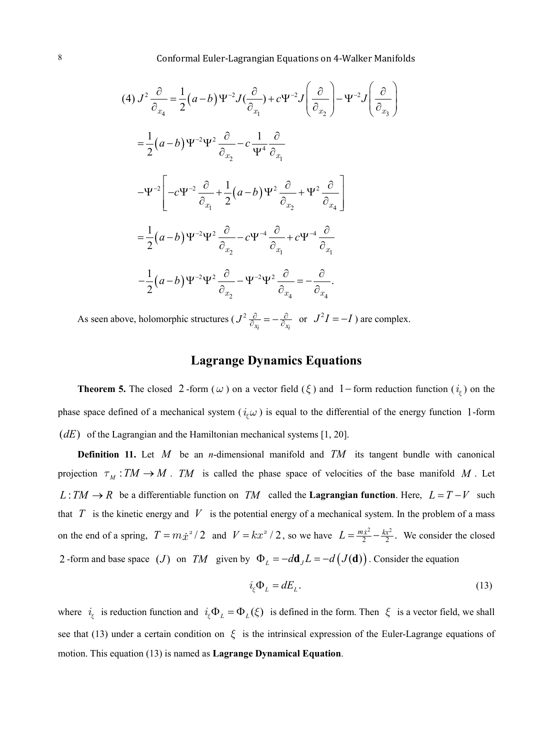$$(4)\ J^2\frac{\partial}{\partial_{x_4}}=\frac{1}{2}(a-b)\Psi^{-2}J(\frac{\partial}{\partial_{x_1}})+c\Psi^{-2}J\left(\frac{\partial}{\partial_{x_2}}\right)-\Psi^{-2}J\left(\frac{\partial}{\partial_{x_3}}\right)$$

$$=\frac{1}{2}(a-b)\Psi^{-2}\Psi^{2}\frac{\partial}{\partial_{x_2}}-c\frac{1}{\Psi^{4}}\frac{\partial}{\partial_{x_1}}$$

$$-\Psi^{-2}\left[-c\Psi^{-2}\frac{\partial}{\partial_{x_1}}+\frac{1}{2}(a-b)\Psi^{2}\frac{\partial}{\partial_{x_2}}+\Psi^{2}\frac{\partial}{\partial_{x_4}}\right]$$

$$=\frac{1}{2}(a-b)\Psi^{-2}\Psi^{2}\frac{\partial}{\partial_{x_2}}-c\Psi^{-4}\frac{\partial}{\partial_{x_1}}+c\Psi^{-4}\frac{\partial}{\partial_{x_1}}$$

$$-\frac{1}{2}(a-b)\Psi^{-2}\Psi^{2}\frac{\partial}{\partial_{x_2}}-\Psi^{-2}\Psi^{2}\frac{\partial}{\partial_{x_4}}=-\frac{\partial}{\partial_{x_4}}.$$

As seen above, holomorphic structures ( $J^2\frac{\partial}{\partial_{x_i}}=-\frac{\partial}{\partial_{x_i}}$ or $J^2 I=-I$ ) are complex.

## Lagrange Dynamics Equations

**Theorem 5.** The closed $2$-form ($\omega$) on a vector field ($\xi$) and $1-$form reduction function ($i_\xi$) on the phase space defined of a mechanical system ($i_\xi\omega$) is equal to the differential of the energy function $1$-form $(dE)$ of the Lagrangian and the Hamiltonian mechanical systems [1, 20].

**Definition 11.** Let $M$ be an *n*-dimensional manifold and $TM$ its tangent bundle with canonical projection $\tau_M : TM \to M$. $TM$ is called the phase space of velocities of the base manifold $M$. Let $L : TM \to R$ be a differentiable function on $TM$ called the **Lagrangian function**. Here, $L = T - V$ such that $T$ is the kinetic energy and $V$ is the potential energy of a mechanical system. In the problem of a mass on the end of a spring, $T = m\dot{x}^2/2$ and $V = kx^2/2$, so we have $L=\frac{m\dot{x}^2}{2}-\frac{kx^2}{2}$. We consider the closed $2$-form and base space $(J)$ on $TM$ given by $\Phi_L=-d\mathbf{d}_J L=-d\left(J(\mathbf{d})\right)$. Consider the equation

$$i_\xi\Phi_L=dE_L. \tag{13}$$

where $i_\xi$ is reduction function and $i_\xi\Phi_L=\Phi_L(\xi)$ is defined in the form. Then $\xi$ is a vector field, we shall see that (13) under a certain condition on $\xi$ is the intrinsical expression of the Euler-Lagrange equations of motion. This equation (13) is named as **Lagrange Dynamical Equation**.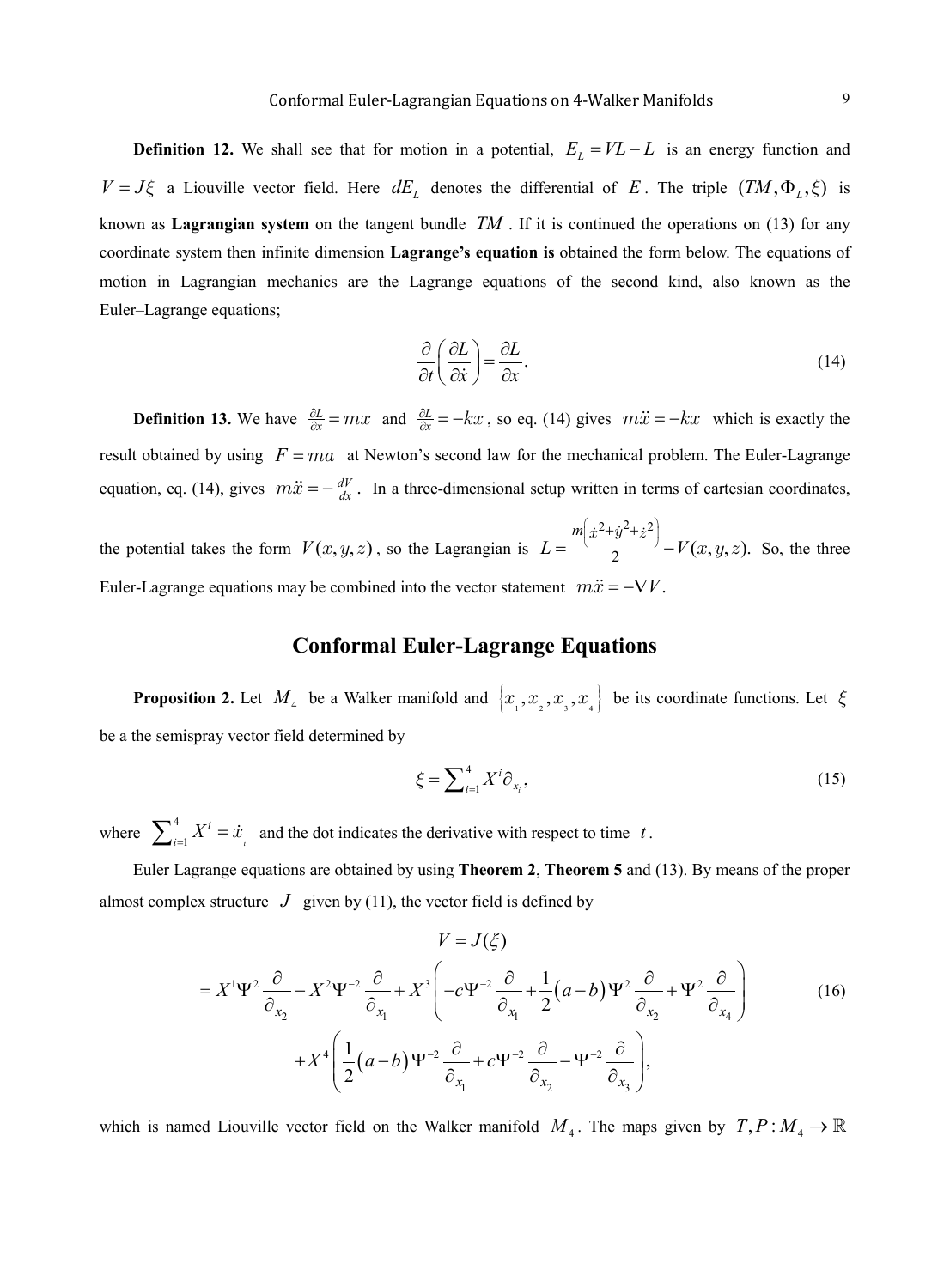**Definition 12.** We shall see that for motion in a potential, $E_L = VL - L$ is an energy function and $V = J\xi$ a Liouville vector field. Here $dE_L$ denotes the differential of $E$. The triple $(TM, \Phi_L, \xi)$ is known as **Lagrangian system** on the tangent bundle $TM$. If it is continued the operations on (13) for any coordinate system then infinite dimension **Lagrange's equation is** obtained the form below. The equations of motion in Lagrangian mechanics are the Lagrange equations of the second kind, also known as the Euler–Lagrange equations;

$$\frac{\partial}{\partial t}\left(\frac{\partial L}{\partial \dot{x}}\right) = \frac{\partial L}{\partial x}. \tag{14}$$

**Definition 13.** We have $\frac{\partial L}{\partial \dot{x}} = mx$ and $\frac{\partial L}{\partial x} = -kx$, so eq. (14) gives $m\ddot{x} = -kx$ which is exactly the result obtained by using $F = ma$ at Newton's second law for the mechanical problem. The Euler-Lagrange equation, eq. (14), gives $m\ddot{x} = -\frac{dV}{dx}$. In a three-dimensional setup written in terms of cartesian coordinates, the potential takes the form $V(x, y, z)$, so the Lagrangian is $L = \frac{m\left(\dot{x}^2+\dot{y}^2+\dot{z}^2\right)}{2} - V(x, y, z).$ So, the three Euler-Lagrange equations may be combined into the vector statement $m\ddot{x} = -\nabla V.$

## Conformal Euler-Lagrange Equations

**Proposition 2.** Let $M_4$ be a Walker manifold and $\{x_1, x_2, x_3, x_4\}$ be its coordinate functions. Let $\xi$ be a the semispray vector field determined by

$$\xi = \sum_{i=1}^{4} X^i \partial_{x_i}, \tag{15}$$

where $\sum_{i=1}^{4} X^i = \dot{x}_i$ and the dot indicates the derivative with respect to time $t$.

Euler Lagrange equations are obtained by using **Theorem 2**, **Theorem 5** and (13). By means of the proper almost complex structure $J$ given by (11), the vector field is defined by

$$\begin{aligned} V &= J(\xi) \\ &= X^1\Psi^2 \frac{\partial}{\partial_{x_2}} - X^2\Psi^{-2}\frac{\partial}{\partial_{x_1}} + X^3\left(-c\Psi^{-2}\frac{\partial}{\partial_{x_1}} + \frac{1}{2}(a-b)\Psi^2\frac{\partial}{\partial_{x_2}} + \Psi^2\frac{\partial}{\partial_{x_4}}\right) \\ &\quad + X^4\left(\frac{1}{2}(a-b)\Psi^{-2}\frac{\partial}{\partial_{x_1}} + c\Psi^{-2}\frac{\partial}{\partial_{x_2}} - \Psi^{-2}\frac{\partial}{\partial_{x_3}}\right), \end{aligned} \tag{16}$$

which is named Liouville vector field on the Walker manifold $M_4$. The maps given by $T, P : M_4 \to \mathbb{R}$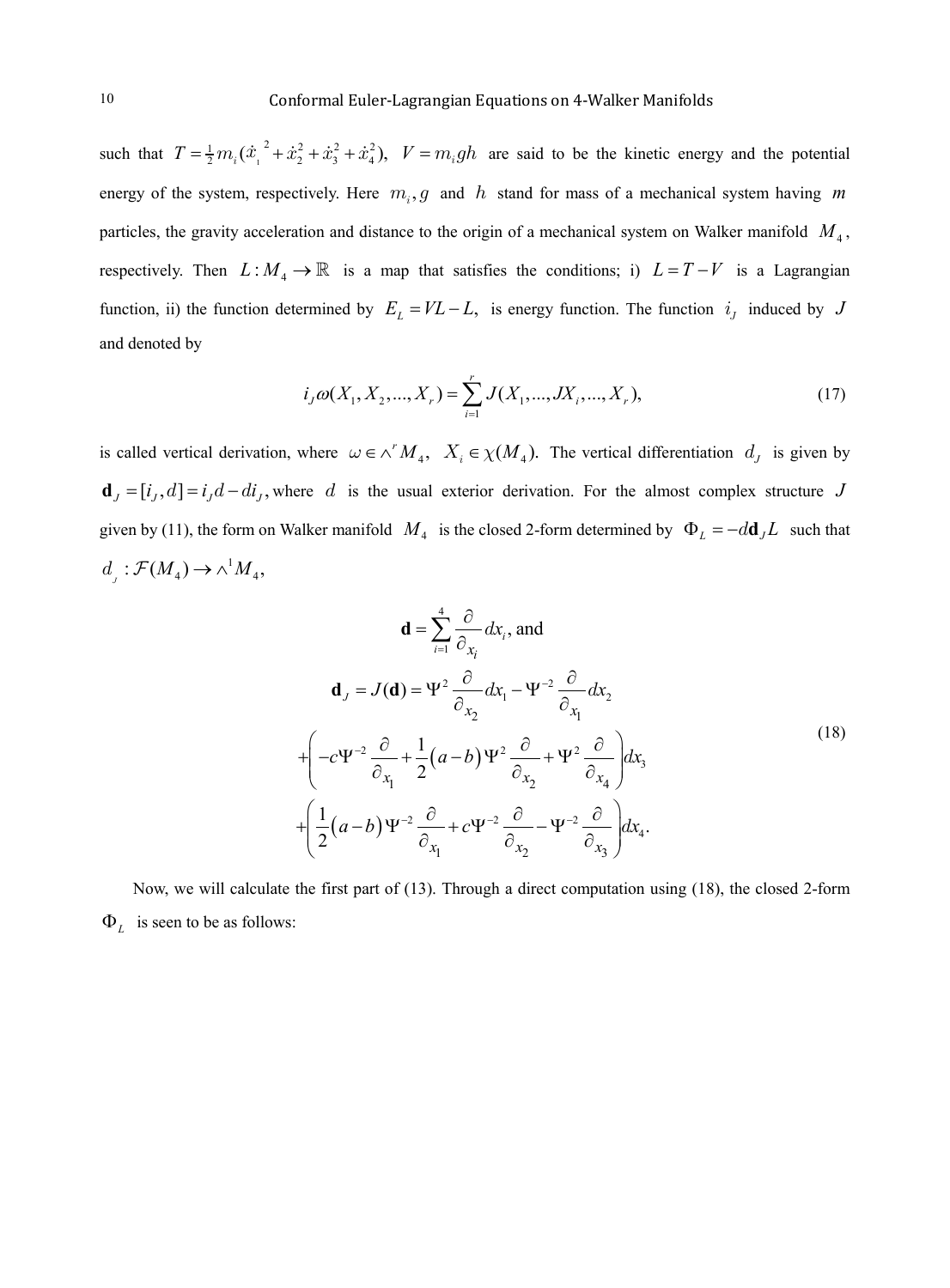such that $T = \frac{1}{2} m_i (\dot{x}_1^{\,2} + \dot{x}_2^2 + \dot{x}_3^2 + \dot{x}_4^2),\ \ V = m_i g h$ are said to be the kinetic energy and the potential energy of the system, respectively. Here $m_i, g$ and $h$ stand for mass of a mechanical system having $m$ particles, the gravity acceleration and distance to the origin of a mechanical system on Walker manifold $M_4$, respectively. Then $L : M_4 \to \mathbb{R}$ is a map that satisfies the conditions; i) $L = T - V$ is a Lagrangian function, ii) the function determined by $E_L = VL - L,$ is energy function. The function $i_J$ induced by $J$ and denoted by

$$i_J \omega(X_1, X_2, ..., X_r) = \sum_{i=1}^{r} J(X_1, ..., JX_i, ..., X_r), \tag{17}$$

is called vertical derivation, where $\omega \in \wedge^r M_4,\ \ X_i \in \chi(M_4).$ The vertical differentiation $d_J$ is given by $\mathbf{d}_J = [i_J, d] = i_J d - d i_J,$ where $d$ is the usual exterior derivation. For the almost complex structure $J$ given by (11), the form on Walker manifold $M_4$ is the closed 2-form determined by $\Phi_L = -d\mathbf{d}_J L$ such that $d_J : \mathcal{F}(M_4) \to \wedge^1 M_4,$

$$\mathbf{d} = \sum_{i=1}^{4} \frac{\partial}{\partial x_i} dx_i, \text{ and}$$

$$\begin{aligned}
\mathbf{d}_J = J(\mathbf{d}) &= \Psi^2 \frac{\partial}{\partial x_2} dx_1 - \Psi^{-2} \frac{\partial}{\partial x_1} dx_2 \\
&+ \left( -c\Psi^{-2} \frac{\partial}{\partial x_1} + \frac{1}{2}(a-b)\Psi^2 \frac{\partial}{\partial x_2} + \Psi^2 \frac{\partial}{\partial x_4} \right) dx_3 \\
&+ \left( \frac{1}{2}(a-b)\Psi^{-2} \frac{\partial}{\partial x_1} + c\Psi^{-2} \frac{\partial}{\partial x_2} - \Psi^{-2} \frac{\partial}{\partial x_3} \right) dx_4.
\end{aligned} \tag{18}$$

Now, we will calculate the first part of (13). Through a direct computation using (18), the closed 2-form $\Phi_L$ is seen to be as follows: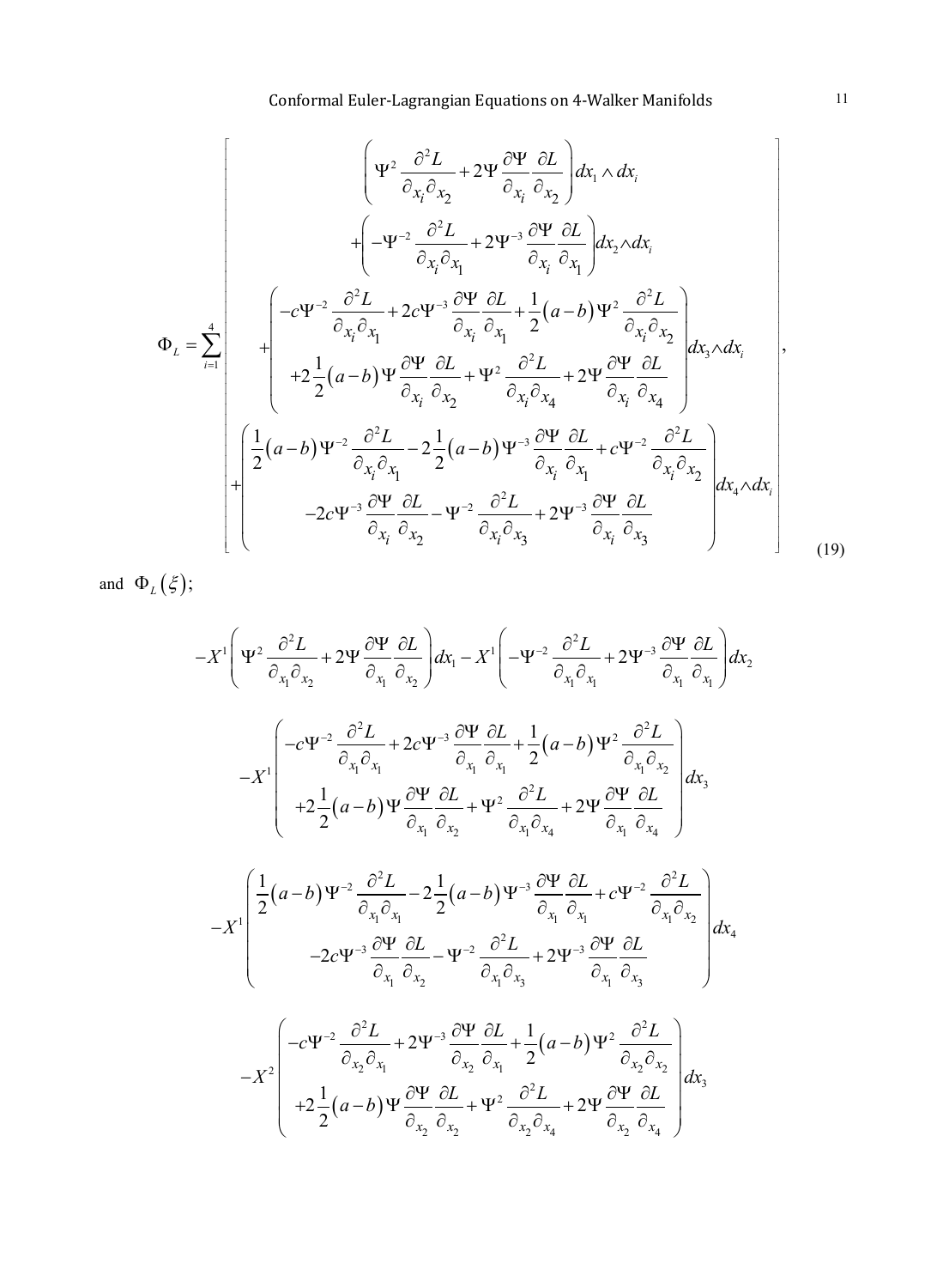$$
\Phi_L = \sum_{i=1}^{4} \left[ \begin{array}{c} \left( \Psi^2 \dfrac{\partial^2 L}{\partial_{x_i} \partial_{x_2}} + 2\Psi \dfrac{\partial \Psi}{\partial_{x_i}} \dfrac{\partial L}{\partial_{x_2}} \right) dx_1 \wedge dx_i \\ + \left( -\Psi^{-2} \dfrac{\partial^2 L}{\partial_{x_i} \partial_{x_1}} + 2\Psi^{-3} \dfrac{\partial \Psi}{\partial_{x_i}} \dfrac{\partial L}{\partial_{x_1}} \right) dx_2 \wedge dx_i \\ + \left( \begin{array}{c} -c\Psi^{-2} \dfrac{\partial^2 L}{\partial_{x_i} \partial_{x_1}} + 2c\Psi^{-3} \dfrac{\partial \Psi}{\partial_{x_i}} \dfrac{\partial L}{\partial_{x_1}} + \dfrac{1}{2}(a-b) \Psi^2 \dfrac{\partial^2 L}{\partial_{x_i} \partial_{x_2}} \\ +2\dfrac{1}{2}(a-b) \Psi \dfrac{\partial \Psi}{\partial_{x_i}} \dfrac{\partial L}{\partial_{x_2}} + \Psi^2 \dfrac{\partial^2 L}{\partial_{x_i} \partial_{x_4}} + 2\Psi \dfrac{\partial \Psi}{\partial_{x_i}} \dfrac{\partial L}{\partial_{x_4}} \end{array} \right) dx_3 \wedge dx_i \\ + \left( \begin{array}{c} \dfrac{1}{2}(a-b) \Psi^{-2} \dfrac{\partial^2 L}{\partial_{x_i} \partial_{x_1}} - 2\dfrac{1}{2}(a-b) \Psi^{-3} \dfrac{\partial \Psi}{\partial_{x_i}} \dfrac{\partial L}{\partial_{x_1}} + c\Psi^{-2} \dfrac{\partial^2 L}{\partial_{x_i} \partial_{x_2}} \\ -2c\Psi^{-3} \dfrac{\partial \Psi}{\partial_{x_i}} \dfrac{\partial L}{\partial_{x_2}} - \Psi^{-2} \dfrac{\partial^2 L}{\partial_{x_i} \partial_{x_3}} + 2\Psi^{-3} \dfrac{\partial \Psi}{\partial_{x_i}} \dfrac{\partial L}{\partial_{x_3}} \end{array} \right) dx_4 \wedge dx_i \end{array} \right], \tag{19}
$$

and $\Phi_L(\xi)$;

$$
-X^1 \left( \Psi^2 \frac{\partial^2 L}{\partial_{x_1} \partial_{x_2}} + 2\Psi \frac{\partial \Psi}{\partial_{x_1}} \frac{\partial L}{\partial_{x_2}} \right) dx_1 - X^1 \left( -\Psi^{-2} \frac{\partial^2 L}{\partial_{x_1} \partial_{x_1}} + 2\Psi^{-3} \frac{\partial \Psi}{\partial_{x_1}} \frac{\partial L}{\partial_{x_1}} \right) dx_2
$$

$$
-X^1 \left( \begin{array}{c} -c\Psi^{-2} \dfrac{\partial^2 L}{\partial_{x_1} \partial_{x_1}} + 2c\Psi^{-3} \dfrac{\partial \Psi}{\partial_{x_1}} \dfrac{\partial L}{\partial_{x_1}} + \dfrac{1}{2}(a-b) \Psi^2 \dfrac{\partial^2 L}{\partial_{x_1} \partial_{x_2}} \\ +2\dfrac{1}{2}(a-b) \Psi \dfrac{\partial \Psi}{\partial_{x_1}} \dfrac{\partial L}{\partial_{x_2}} + \Psi^2 \dfrac{\partial^2 L}{\partial_{x_1} \partial_{x_4}} + 2\Psi \dfrac{\partial \Psi}{\partial_{x_1}} \dfrac{\partial L}{\partial_{x_4}} \end{array} \right) dx_3
$$

$$
-X^1 \left( \begin{array}{c} \dfrac{1}{2}(a-b) \Psi^{-2} \dfrac{\partial^2 L}{\partial_{x_1} \partial_{x_1}} - 2\dfrac{1}{2}(a-b) \Psi^{-3} \dfrac{\partial \Psi}{\partial_{x_1}} \dfrac{\partial L}{\partial_{x_1}} + c\Psi^{-2} \dfrac{\partial^2 L}{\partial_{x_1} \partial_{x_2}} \\ -2c\Psi^{-3} \dfrac{\partial \Psi}{\partial_{x_1}} \dfrac{\partial L}{\partial_{x_2}} - \Psi^{-2} \dfrac{\partial^2 L}{\partial_{x_1} \partial_{x_3}} + 2\Psi^{-3} \dfrac{\partial \Psi}{\partial_{x_1}} \dfrac{\partial L}{\partial_{x_3}} \end{array} \right) dx_4
$$

$$
-X^2 \left( \begin{array}{c} -c\Psi^{-2} \dfrac{\partial^2 L}{\partial_{x_2} \partial_{x_1}} + 2\Psi^{-3} \dfrac{\partial \Psi}{\partial_{x_2}} \dfrac{\partial L}{\partial_{x_1}} + \dfrac{1}{2}(a-b) \Psi^2 \dfrac{\partial^2 L}{\partial_{x_2} \partial_{x_2}} \\ +2\dfrac{1}{2}(a-b) \Psi \dfrac{\partial \Psi}{\partial_{x_2}} \dfrac{\partial L}{\partial_{x_2}} + \Psi^2 \dfrac{\partial^2 L}{\partial_{x_2} \partial_{x_4}} + 2\Psi \dfrac{\partial \Psi}{\partial_{x_2}} \dfrac{\partial L}{\partial_{x_4}} \end{array} \right) dx_3
$$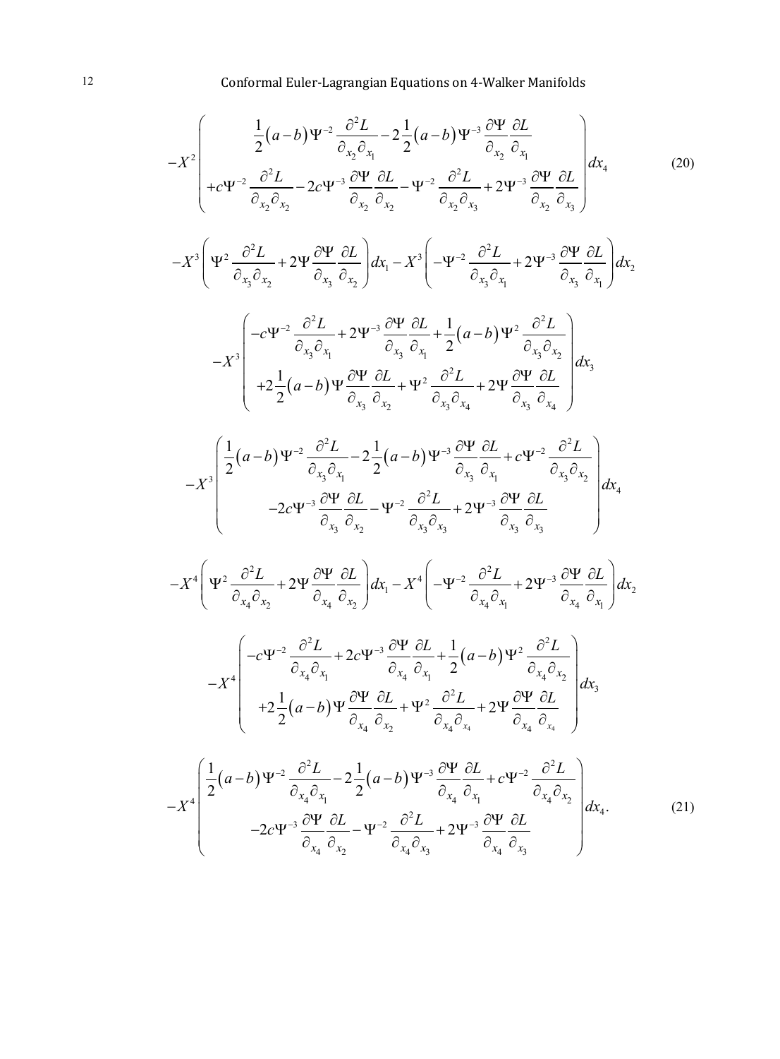$$-X^2\left(\begin{array}{c}\frac{1}{2}(a-b)\Psi^{-2}\frac{\partial^2 L}{\partial_{x_2}\partial_{x_1}}-2\frac{1}{2}(a-b)\Psi^{-3}\frac{\partial\Psi}{\partial_{x_2}}\frac{\partial L}{\partial_{x_1}}\\+c\Psi^{-2}\frac{\partial^2 L}{\partial_{x_2}\partial_{x_2}}-2c\Psi^{-3}\frac{\partial\Psi}{\partial_{x_2}}\frac{\partial L}{\partial_{x_2}}-\Psi^{-2}\frac{\partial^2 L}{\partial_{x_2}\partial_{x_3}}+2\Psi^{-3}\frac{\partial\Psi}{\partial_{x_2}}\frac{\partial L}{\partial_{x_3}}\end{array}\right)dx_4 \tag{20}$$

$$-X^3\left(\Psi^2\frac{\partial^2 L}{\partial_{x_3}\partial_{x_2}}+2\Psi\frac{\partial\Psi}{\partial_{x_3}}\frac{\partial L}{\partial_{x_2}}\right)dx_1-X^3\left(-\Psi^{-2}\frac{\partial^2 L}{\partial_{x_3}\partial_{x_1}}+2\Psi^{-3}\frac{\partial\Psi}{\partial_{x_3}}\frac{\partial L}{\partial_{x_1}}\right)dx_2$$

$$-X^3\left(\begin{array}{c}-c\Psi^{-2}\frac{\partial^2 L}{\partial_{x_3}\partial_{x_1}}+2\Psi^{-3}\frac{\partial\Psi}{\partial_{x_3}}\frac{\partial L}{\partial_{x_1}}+\frac{1}{2}(a-b)\Psi^2\frac{\partial^2 L}{\partial_{x_3}\partial_{x_2}}\\+2\frac{1}{2}(a-b)\Psi\frac{\partial\Psi}{\partial_{x_3}}\frac{\partial L}{\partial_{x_2}}+\Psi^2\frac{\partial^2 L}{\partial_{x_3}\partial_{x_4}}+2\Psi\frac{\partial\Psi}{\partial_{x_3}}\frac{\partial L}{\partial_{x_4}}\end{array}\right)dx_3$$

$$-X^3\left(\begin{array}{c}\frac{1}{2}(a-b)\Psi^{-2}\frac{\partial^2 L}{\partial_{x_3}\partial_{x_1}}-2\frac{1}{2}(a-b)\Psi^{-3}\frac{\partial\Psi}{\partial_{x_3}}\frac{\partial L}{\partial_{x_1}}+c\Psi^{-2}\frac{\partial^2 L}{\partial_{x_3}\partial_{x_2}}\\-2c\Psi^{-3}\frac{\partial\Psi}{\partial_{x_3}}\frac{\partial L}{\partial_{x_2}}-\Psi^{-2}\frac{\partial^2 L}{\partial_{x_3}\partial_{x_3}}+2\Psi^{-3}\frac{\partial\Psi}{\partial_{x_3}}\frac{\partial L}{\partial_{x_3}}\end{array}\right)dx_4$$

$$-X^4\left(\Psi^2\frac{\partial^2 L}{\partial_{x_4}\partial_{x_2}}+2\Psi\frac{\partial\Psi}{\partial_{x_4}}\frac{\partial L}{\partial_{x_2}}\right)dx_1-X^4\left(-\Psi^{-2}\frac{\partial^2 L}{\partial_{x_4}\partial_{x_1}}+2\Psi^{-3}\frac{\partial\Psi}{\partial_{x_4}}\frac{\partial L}{\partial_{x_1}}\right)dx_2$$

$$-X^4\left(\begin{array}{c}-c\Psi^{-2}\frac{\partial^2 L}{\partial_{x_4}\partial_{x_1}}+2c\Psi^{-3}\frac{\partial\Psi}{\partial_{x_4}}\frac{\partial L}{\partial_{x_1}}+\frac{1}{2}(a-b)\Psi^2\frac{\partial^2 L}{\partial_{x_4}\partial_{x_2}}\\+2\frac{1}{2}(a-b)\Psi\frac{\partial\Psi}{\partial_{x_4}}\frac{\partial L}{\partial_{x_2}}+\Psi^2\frac{\partial^2 L}{\partial_{x_4}\partial_{x_4}}+2\Psi\frac{\partial\Psi}{\partial_{x_4}}\frac{\partial L}{\partial_{x_4}}\end{array}\right)dx_3$$

$$-X^4\left(\begin{array}{c}\frac{1}{2}(a-b)\Psi^{-2}\frac{\partial^2 L}{\partial_{x_4}\partial_{x_1}}-2\frac{1}{2}(a-b)\Psi^{-3}\frac{\partial\Psi}{\partial_{x_4}}\frac{\partial L}{\partial_{x_1}}+c\Psi^{-2}\frac{\partial^2 L}{\partial_{x_4}\partial_{x_2}}\\-2c\Psi^{-3}\frac{\partial\Psi}{\partial_{x_4}}\frac{\partial L}{\partial_{x_2}}-\Psi^{-2}\frac{\partial^2 L}{\partial_{x_4}\partial_{x_3}}+2\Psi^{-3}\frac{\partial\Psi}{\partial_{x_4}}\frac{\partial L}{\partial_{x_3}}\end{array}\right)dx_4. \tag{21}$$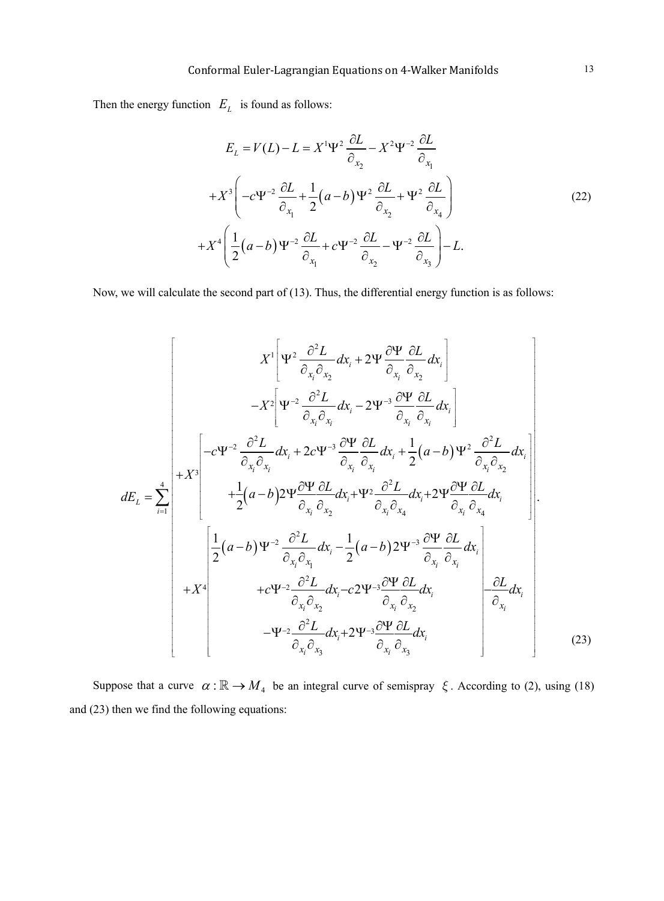Then the energy function $E_L$ is found as follows:

$$
\begin{aligned}
E_L = V(L) - L &= X^1 \Psi^2 \frac{\partial L}{\partial_{x_2}} - X^2 \Psi^{-2} \frac{\partial L}{\partial_{x_1}} \\
&+ X^3 \left( -c\Psi^{-2} \frac{\partial L}{\partial_{x_1}} + \frac{1}{2}(a-b)\Psi^2 \frac{\partial L}{\partial_{x_2}} + \Psi^2 \frac{\partial L}{\partial_{x_4}} \right) \\
&+ X^4 \left( \frac{1}{2}(a-b)\Psi^{-2} \frac{\partial L}{\partial_{x_1}} + c\Psi^{-2} \frac{\partial L}{\partial_{x_2}} - \Psi^{-2} \frac{\partial L}{\partial_{x_3}} \right) - L.
\end{aligned}
\tag{22}
$$

Now, we will calculate the second part of (13). Thus, the differential energy function is as follows:

$$
dE_L = \sum_{i=1}^{4} \left[
\begin{array}{c}
X^1 \left[ \Psi^2 \dfrac{\partial^2 L}{\partial_{x_i} \partial_{x_2}} dx_i + 2\Psi \dfrac{\partial \Psi}{\partial_{x_i}} \dfrac{\partial L}{\partial_{x_2}} dx_i \right] \\
-X^2 \left[ \Psi^{-2} \dfrac{\partial^2 L}{\partial_{x_i} \partial_{x_i}} dx_i - 2\Psi^{-3} \dfrac{\partial \Psi}{\partial_{x_i}} \dfrac{\partial L}{\partial_{x_i}} dx_i \right] \\
+X^3 \left[
\begin{array}{c}
-c\Psi^{-2} \dfrac{\partial^2 L}{\partial_{x_i} \partial_{x_i}} dx_i + 2c\Psi^{-3} \dfrac{\partial \Psi}{\partial_{x_i}} \dfrac{\partial L}{\partial_{x_i}} dx_i + \dfrac{1}{2}(a-b)\Psi^2 \dfrac{\partial^2 L}{\partial_{x_i} \partial_{x_2}} dx_i \\
+\dfrac{1}{2}(a-b)2\Psi \dfrac{\partial \Psi}{\partial_{x_i}} \dfrac{\partial L}{\partial_{x_2}} dx_i + \Psi^2 \dfrac{\partial^2 L}{\partial_{x_i} \partial_{x_4}} dx_i + 2\Psi \dfrac{\partial \Psi}{\partial_{x_i}} \dfrac{\partial L}{\partial_{x_4}} dx_i
\end{array}
\right] \\
+X^4 \left[
\begin{array}{c}
\dfrac{1}{2}(a-b)\Psi^{-2} \dfrac{\partial^2 L}{\partial_{x_i} \partial_{x_1}} dx_i - \dfrac{1}{2}(a-b)2\Psi^{-3} \dfrac{\partial \Psi}{\partial_{x_i}} \dfrac{\partial L}{\partial_{x_i}} dx_i \\
+c\Psi^{-2} \dfrac{\partial^2 L}{\partial_{x_i} \partial_{x_2}} dx_i - c2\Psi^{-3} \dfrac{\partial \Psi}{\partial_{x_i}} \dfrac{\partial L}{\partial_{x_2}} dx_i \\
-\Psi^{-2} \dfrac{\partial^2 L}{\partial_{x_i} \partial_{x_3}} dx_i + 2\Psi^{-3} \dfrac{\partial \Psi}{\partial_{x_i}} \dfrac{\partial L}{\partial_{x_3}} dx_i
\end{array}
\right] - \dfrac{\partial L}{\partial_{x_i}} dx_i
\end{array}
\right].
\tag{23}
$$

Suppose that a curve $\alpha : \mathbb{R} \to M_4$ be an integral curve of semispray $\xi$. According to (2), using (18) and (23) then we find the following equations: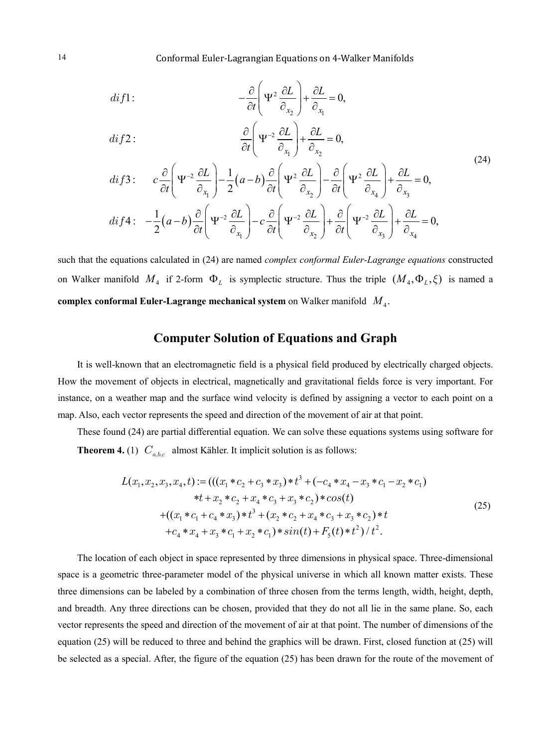$$
\begin{aligned}
&dif1: && -\frac{\partial}{\partial t}\left(\Psi^{2}\frac{\partial L}{\partial_{x_2}}\right)+\frac{\partial L}{\partial_{x_1}}=0,\\
&dif2: && \frac{\partial}{\partial t}\left(\Psi^{-2}\frac{\partial L}{\partial_{x_1}}\right)+\frac{\partial L}{\partial_{x_2}}=0,\\
&dif3: && c\frac{\partial}{\partial t}\left(\Psi^{-2}\frac{\partial L}{\partial_{x_1}}\right)-\frac{1}{2}(a-b)\frac{\partial}{\partial t}\left(\Psi^{2}\frac{\partial L}{\partial_{x_2}}\right)-\frac{\partial}{\partial t}\left(\Psi^{2}\frac{\partial L}{\partial_{x_4}}\right)+\frac{\partial L}{\partial_{x_3}}=0,\\
&dif4: && -\frac{1}{2}(a-b)\frac{\partial}{\partial t}\left(\Psi^{-2}\frac{\partial L}{\partial_{x_1}}\right)-c\frac{\partial}{\partial t}\left(\Psi^{-2}\frac{\partial L}{\partial_{x_2}}\right)+\frac{\partial}{\partial t}\left(\Psi^{-2}\frac{\partial L}{\partial_{x_3}}\right)+\frac{\partial L}{\partial_{x_4}}=0,
\end{aligned}
\tag{24}
$$

such that the equations calculated in (24) are named *complex conformal Euler-Lagrange equations* constructed on Walker manifold $M_4$ if 2-form $\Phi_L$ is symplectic structure. Thus the triple $(M_4,\Phi_L,\xi)$ is named a **complex conformal Euler-Lagrange mechanical system** on Walker manifold $M_4$.

## Computer Solution of Equations and Graph

It is well-known that an electromagnetic field is a physical field produced by electrically charged objects. How the movement of objects in electrical, magnetically and gravitational fields force is very important. For instance, on a weather map and the surface wind velocity is defined by assigning a vector to each point on a map. Also, each vector represents the speed and direction of the movement of air at that point.

These found (24) are partial differential equation. We can solve these equations systems using software for

**Theorem 4.** (1) $C_{a,b,c}$ almost Kähler. It implicit solution is as follows:

$$
\begin{aligned}
L(x_1,x_2,x_3,x_4,t) := {} & (((x_1*c_2+c_3*x_3)*t^3+(-c_4*x_4-x_3*c_1-x_2*c_1)\\
& *t+x_2*c_2+x_4*c_3+x_3*c_2)*cos(t)\\
& +((x_1*c_1+c_4*x_3)*t^3+(x_2*c_2+x_4*c_3+x_3*c_2)*t\\
& +c_4*x_4+x_3*c_1+x_2*c_1)*sin(t)+F_5(t)*t^2)/t^2.
\end{aligned}
\tag{25}
$$

The location of each object in space represented by three dimensions in physical space. Three-dimensional space is a geometric three-parameter model of the physical universe in which all known matter exists. These three dimensions can be labeled by a combination of three chosen from the terms length, width, height, depth, and breadth. Any three directions can be chosen, provided that they do not all lie in the same plane. So, each vector represents the speed and direction of the movement of air at that point. The number of dimensions of the equation (25) will be reduced to three and behind the graphics will be drawn. First, closed function at (25) will be selected as a special. After, the figure of the equation (25) has been drawn for the route of the movement of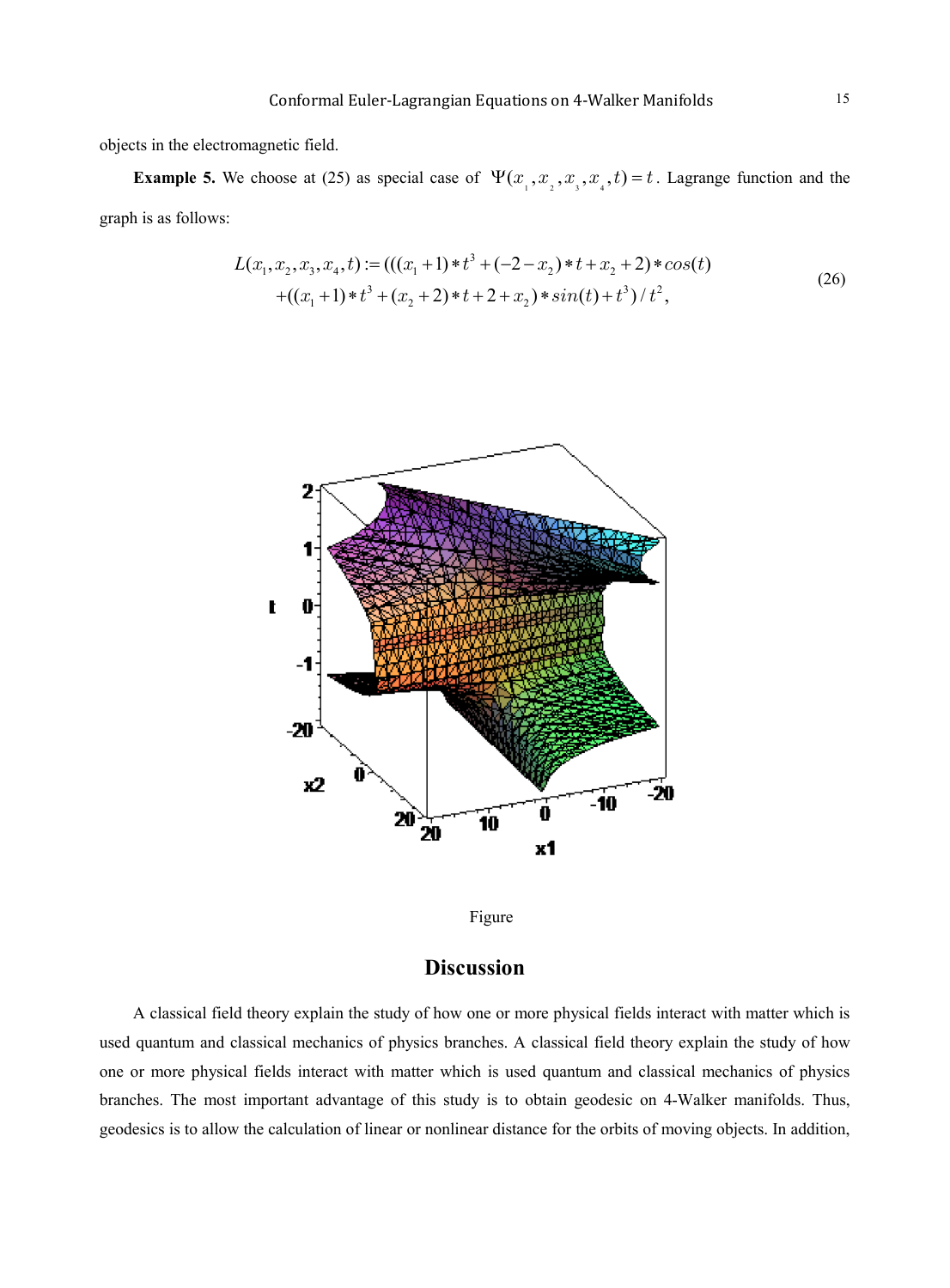objects in the electromagnetic field.

**Example 5.** We choose at (25) as special case of $\Psi(x_1, x_2, x_3, x_4, t) = t$. Lagrange function and the graph is as follows:

$$L(x_1, x_2, x_3, x_4, t) := (((x_1 + 1) * t^3 + (-2 - x_2) * t + x_2 + 2) * cos(t) \\ + ((x_1 + 1) * t^3 + (x_2 + 2) * t + 2 + x_2) * sin(t) + t^3) / t^2, \tag{26}$$

Figure

## Discussion

A classical field theory explain the study of how one or more physical fields interact with matter which is used quantum and classical mechanics of physics branches. A classical field theory explain the study of how one or more physical fields interact with matter which is used quantum and classical mechanics of physics branches. The most important advantage of this study is to obtain geodesic on 4-Walker manifolds. Thus, geodesics is to allow the calculation of linear or nonlinear distance for the orbits of moving objects. In addition,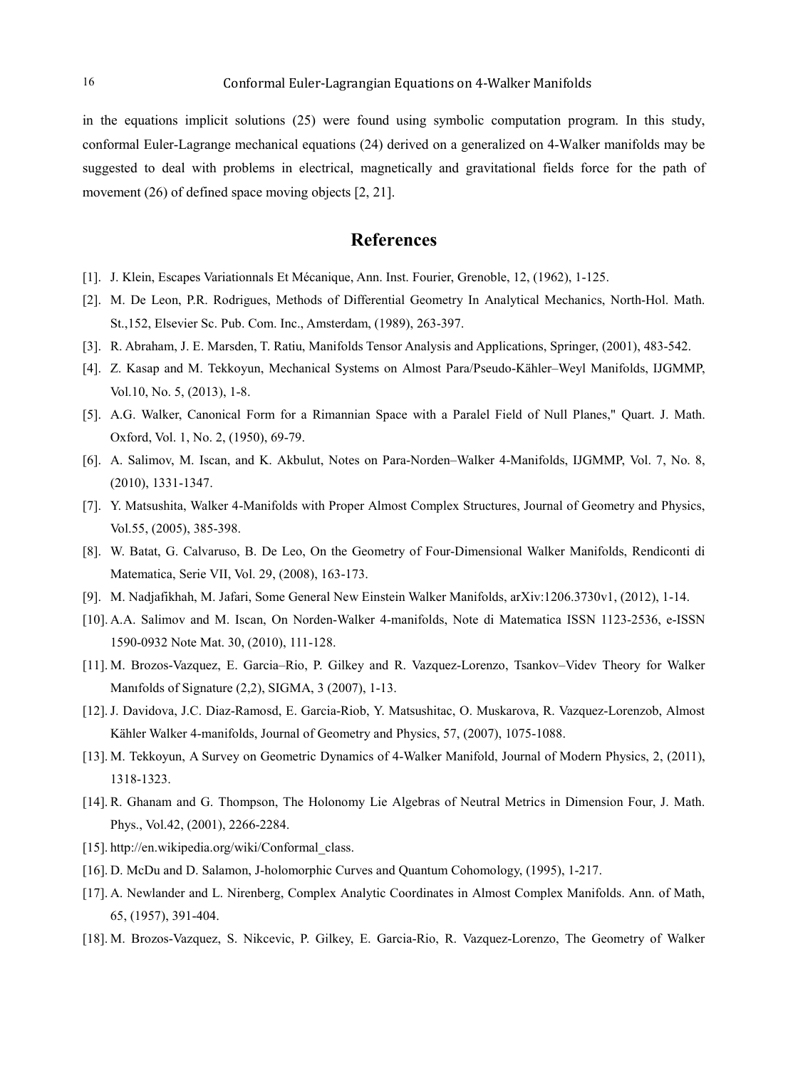in the equations implicit solutions (25) were found using symbolic computation program. In this study, conformal Euler-Lagrange mechanical equations (24) derived on a generalized on 4-Walker manifolds may be suggested to deal with problems in electrical, magnetically and gravitational fields force for the path of movement (26) of defined space moving objects [2, 21].

## References

[1]. J. Klein, Escapes Variationnals Et Mécanique, Ann. Inst. Fourier, Grenoble, 12, (1962), 1-125.

[2]. M. De Leon, P.R. Rodrigues, Methods of Differential Geometry In Analytical Mechanics, North-Hol. Math. St.,152, Elsevier Sc. Pub. Com. Inc., Amsterdam, (1989), 263-397.

[3]. R. Abraham, J. E. Marsden, T. Ratiu, Manifolds Tensor Analysis and Applications, Springer, (2001), 483-542.

[4]. Z. Kasap and M. Tekkoyun, Mechanical Systems on Almost Para/Pseudo-Kähler–Weyl Manifolds, IJGMMP, Vol.10, No. 5, (2013), 1-8.

[5]. A.G. Walker, Canonical Form for a Rimannian Space with a Paralel Field of Null Planes," Quart. J. Math. Oxford, Vol. 1, No. 2, (1950), 69-79.

[6]. A. Salimov, M. Iscan, and K. Akbulut, Notes on Para-Norden–Walker 4-Manifolds, IJGMMP, Vol. 7, No. 8, (2010), 1331-1347.

[7]. Y. Matsushita, Walker 4-Manifolds with Proper Almost Complex Structures, Journal of Geometry and Physics, Vol.55, (2005), 385-398.

[8]. W. Batat, G. Calvaruso, B. De Leo, On the Geometry of Four-Dimensional Walker Manifolds, Rendiconti di Matematica, Serie VII, Vol. 29, (2008), 163-173.

[9]. M. Nadjafikhah, M. Jafari, Some General New Einstein Walker Manifolds, arXiv:1206.3730v1, (2012), 1-14.

[10]. A.A. Salimov and M. Iscan, On Norden-Walker 4-manifolds, Note di Matematica ISSN 1123-2536, e-ISSN 1590-0932 Note Mat. 30, (2010), 111-128.

[11]. M. Brozos-Vazquez, E. Garcia–Rio, P. Gilkey and R. Vazquez-Lorenzo, Tsankov–Videv Theory for Walker Manıfolds of Signature (2,2), SIGMA, 3 (2007), 1-13.

[12]. J. Davidova, J.C. Diaz-Ramosd, E. Garcia-Riob, Y. Matsushitac, O. Muskarova, R. Vazquez-Lorenzob, Almost Kähler Walker 4-manifolds, Journal of Geometry and Physics, 57, (2007), 1075-1088.

[13]. M. Tekkoyun, A Survey on Geometric Dynamics of 4-Walker Manifold, Journal of Modern Physics, 2, (2011), 1318-1323.

[14]. R. Ghanam and G. Thompson, The Holonomy Lie Algebras of Neutral Metrics in Dimension Four, J. Math. Phys., Vol.42, (2001), 2266-2284.

[15]. http://en.wikipedia.org/wiki/Conformal_class.

[16]. D. McDu and D. Salamon, J-holomorphic Curves and Quantum Cohomology, (1995), 1-217.

[17]. A. Newlander and L. Nirenberg, Complex Analytic Coordinates in Almost Complex Manifolds. Ann. of Math, 65, (1957), 391-404.

[18]. M. Brozos-Vazquez, S. Nikcevic, P. Gilkey, E. Garcia-Rio, R. Vazquez-Lorenzo, The Geometry of Walker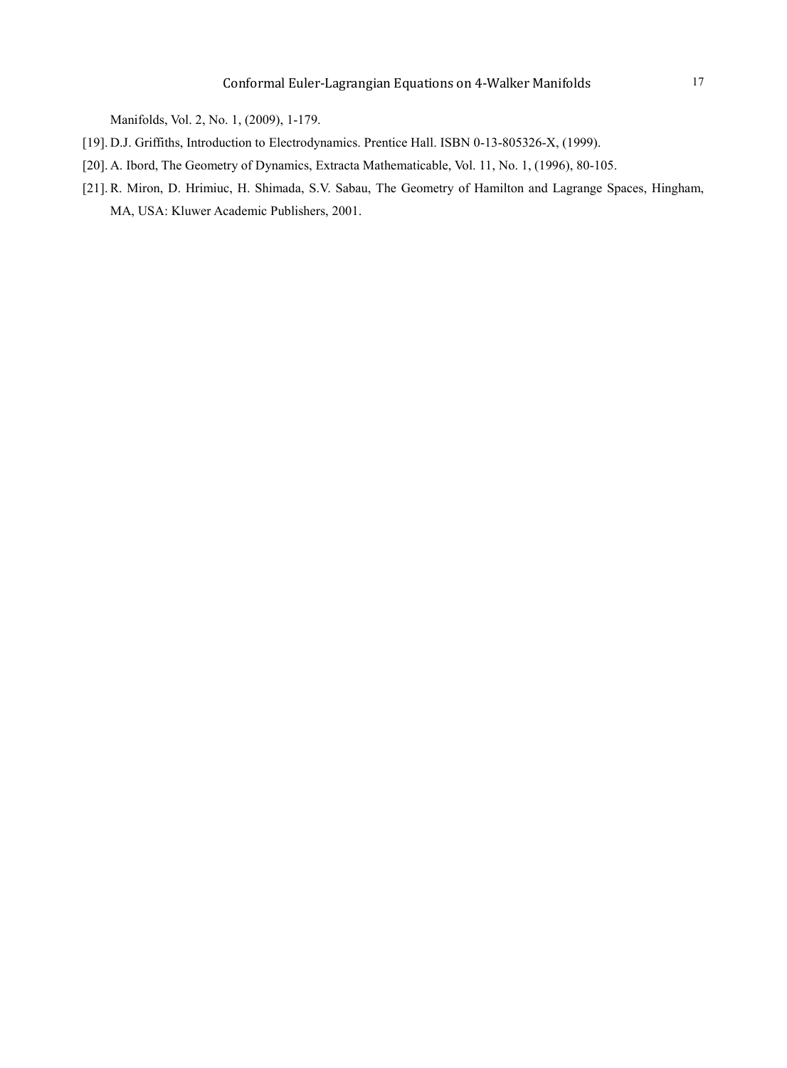Manifolds, Vol. 2, No. 1, (2009), 1-179.

[19]. D.J. Griffiths, Introduction to Electrodynamics. Prentice Hall. ISBN 0-13-805326-X, (1999).

[20]. A. Ibord, The Geometry of Dynamics, Extracta Mathematicable, Vol. 11, No. 1, (1996), 80-105.

[21]. R. Miron, D. Hrimiuc, H. Shimada, S.V. Sabau, The Geometry of Hamilton and Lagrange Spaces, Hingham, MA, USA: Kluwer Academic Publishers, 2001.